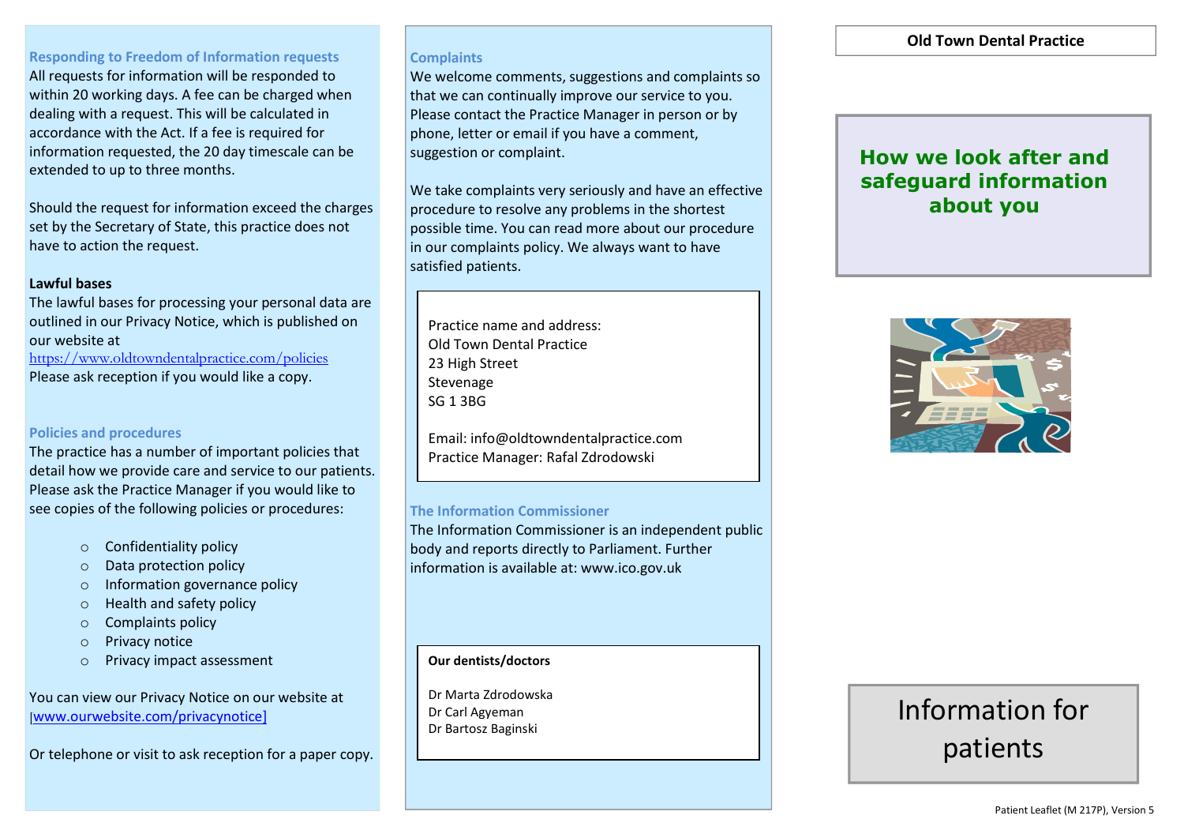## Responding to Freedom of Information requests

All requests for information will be responded to within 20 working days. A fee can be charged when dealing with a request. This will be calculated in accordance with the Act. If a fee is required for information requested, the 20 day timescale can be extended to up to three months.

Should the request for information exceed the charges set by the Secretary of State, this practice does not have to action the request.

**Lawful bases**

The lawful bases for processing your personal data are outlined in our Privacy Notice, which is published on our website at https://www.oldtowndentalpractice.com/policies
Please ask reception if you would like a copy.

## Policies and procedures

The practice has a number of important policies that detail how we provide care and service to our patients. Please ask the Practice Manager if you would like to see copies of the following policies or procedures:

- Confidentiality policy
- Data protection policy
- Information governance policy
- Health and safety policy
- Complaints policy
- Privacy notice
- Privacy impact assessment

You can view our Privacy Notice on our website at [www.ourwebsite.com/privacynotice]

Or telephone or visit to ask reception for a paper copy.

## Complaints

We welcome comments, suggestions and complaints so that we can continually improve our service to you. Please contact the Practice Manager in person or by phone, letter or email if you have a comment, suggestion or complaint.

We take complaints very seriously and have an effective procedure to resolve any problems in the shortest possible time. You can read more about our procedure in our complaints policy. We always want to have satisfied patients.

Practice name and address:
Old Town Dental Practice
23 High Street
Stevenage
SG 1 3BG

Email: info@oldtowndentalpractice.com
Practice Manager: Rafal Zdrodowski

## The Information Commissioner

The Information Commissioner is an independent public body and reports directly to Parliament. Further information is available at: www.ico.gov.uk

**Our dentists/doctors**

Dr Marta Zdrodowska
Dr Carl Agyeman
Dr Bartosz Baginski

**Old Town Dental Practice**

# How we look after and safeguard information about you

Information for patients

Patient Leaflet (M 217P), Version 5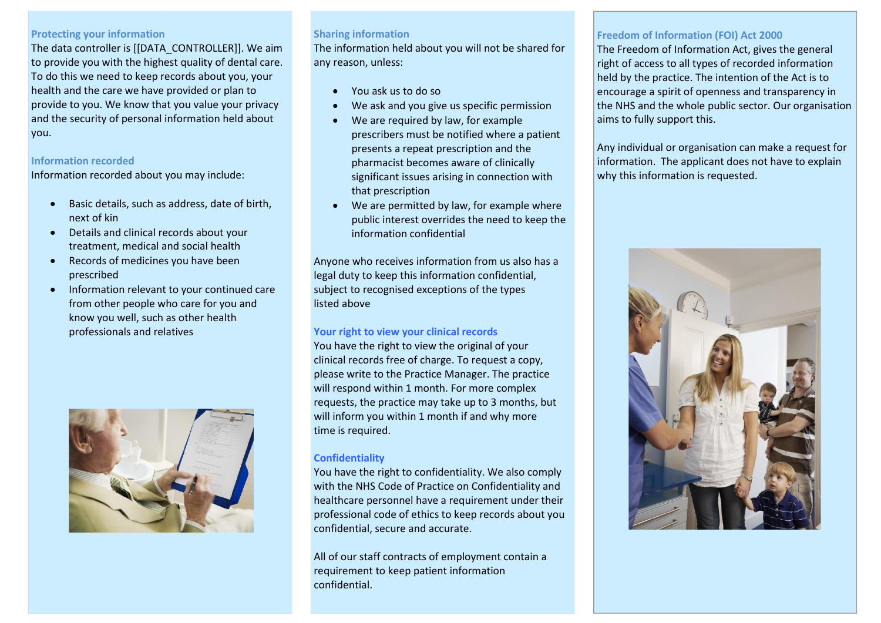## Protecting your information

The data controller is [[DATA_CONTROLLER]]. We aim to provide you with the highest quality of dental care. To do this we need to keep records about you, your health and the care we have provided or plan to provide to you. We know that you value your privacy and the security of personal information held about you.

## Information recorded

Information recorded about you may include:

- Basic details, such as address, date of birth, next of kin
- Details and clinical records about your treatment, medical and social health
- Records of medicines you have been prescribed
- Information relevant to your continued care from other people who care for you and know you well, such as other health professionals and relatives

## Sharing information

The information held about you will not be shared for any reason, unless:

- You ask us to do so
- We ask and you give us specific permission
- We are required by law, for example prescribers must be notified where a patient presents a repeat prescription and the pharmacist becomes aware of clinically significant issues arising in connection with that prescription
- We are permitted by law, for example where public interest overrides the need to keep the information confidential

Anyone who receives information from us also has a legal duty to keep this information confidential, subject to recognised exceptions of the types listed above

## Your right to view your clinical records

You have the right to view the original of your clinical records free of charge. To request a copy, please write to the Practice Manager. The practice will respond within 1 month. For more complex requests, the practice may take up to 3 months, but will inform you within 1 month if and why more time is required.

## Confidentiality

You have the right to confidentiality. We also comply with the NHS Code of Practice on Confidentiality and healthcare personnel have a requirement under their professional code of ethics to keep records about you confidential, secure and accurate.

All of our staff contracts of employment contain a requirement to keep patient information confidential.

## Freedom of Information (FOI) Act 2000

The Freedom of Information Act, gives the general right of access to all types of recorded information held by the practice. The intention of the Act is to encourage a spirit of openness and transparency in the NHS and the whole public sector. Our organisation aims to fully support this.

Any individual or organisation can make a request for information. The applicant does not have to explain why this information is requested.